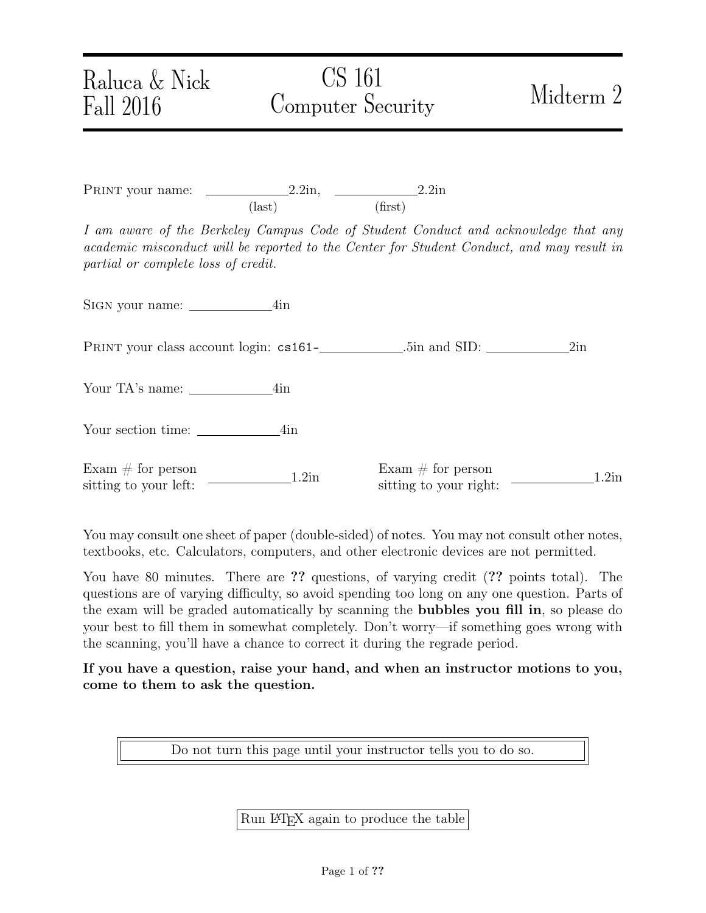Raluca & Nick
Fall 2016

# CS 161 Computer Security

## Midterm 2

PRINT your name: \_\_\_\_\_\_\_\_\_\_\_\_2.2in, \_\_\_\_\_\_\_\_\_\_\_\_2.2in
(last) (first)

*I am aware of the Berkeley Campus Code of Student Conduct and acknowledge that any academic misconduct will be reported to the Center for Student Conduct, and may result in partial or complete loss of credit.*

SIGN your name: \_\_\_\_\_\_\_\_\_\_\_\_4in

PRINT your class account login: `cs161-`\_\_\_\_\_\_\_\_\_\_\_\_.5in and SID: \_\_\_\_\_\_\_\_\_\_\_\_2in

Your TA's name: \_\_\_\_\_\_\_\_\_\_\_\_4in

Your section time: \_\_\_\_\_\_\_\_\_\_\_\_4in

Exam # for person sitting to your left: \_\_\_\_\_\_\_\_\_\_\_\_1.2in

Exam # for person sitting to your right: \_\_\_\_\_\_\_\_\_\_\_\_1.2in

You may consult one sheet of paper (double-sided) of notes. You may not consult other notes, textbooks, etc. Calculators, computers, and other electronic devices are not permitted.

You have 80 minutes. There are **??** questions, of varying credit (**??** points total). The questions are of varying difficulty, so avoid spending too long on any one question. Parts of the exam will be graded automatically by scanning the **bubbles you fill in**, so please do your best to fill them in somewhat completely. Don't worry—if something goes wrong with the scanning, you'll have a chance to correct it during the regrade period.

**If you have a question, raise your hand, and when an instructor motions to you, come to them to ask the question.**

Do not turn this page until your instructor tells you to do so.

Run LaTeX again to produce the table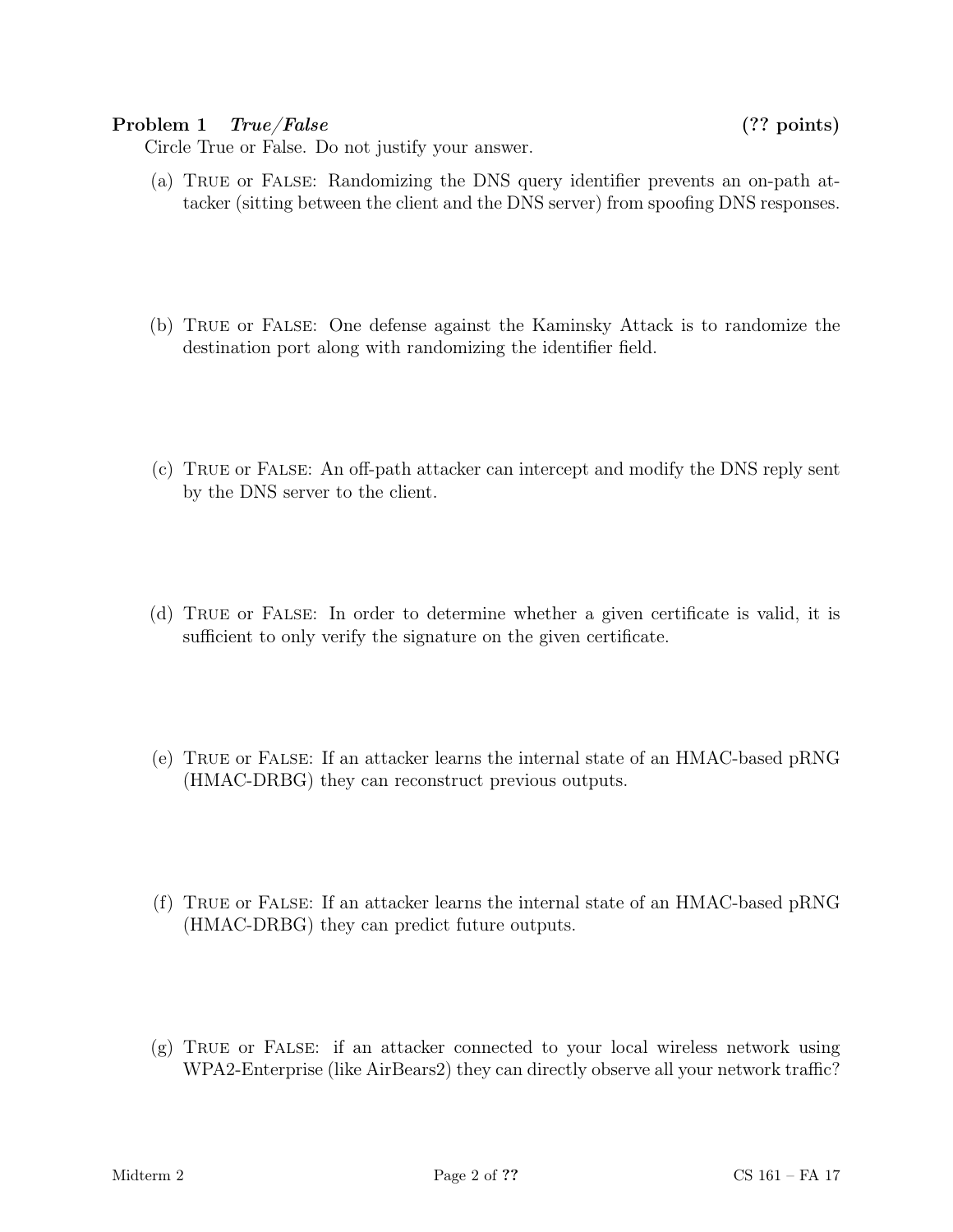**Problem 1** ***True/False*** **(?? points)**

Circle True or False. Do not justify your answer.

(a) TRUE or FALSE: Randomizing the DNS query identifier prevents an on-path attacker (sitting between the client and the DNS server) from spoofing DNS responses.

(b) TRUE or FALSE: One defense against the Kaminsky Attack is to randomize the destination port along with randomizing the identifier field.

(c) TRUE or FALSE: An off-path attacker can intercept and modify the DNS reply sent by the DNS server to the client.

(d) TRUE or FALSE: In order to determine whether a given certificate is valid, it is sufficient to only verify the signature on the given certificate.

(e) TRUE or FALSE: If an attacker learns the internal state of an HMAC-based pRNG (HMAC-DRBG) they can reconstruct previous outputs.

(f) TRUE or FALSE: If an attacker learns the internal state of an HMAC-based pRNG (HMAC-DRBG) they can predict future outputs.

(g) TRUE or FALSE: if an attacker connected to your local wireless network using WPA2-Enterprise (like AirBears2) they can directly observe all your network traffic?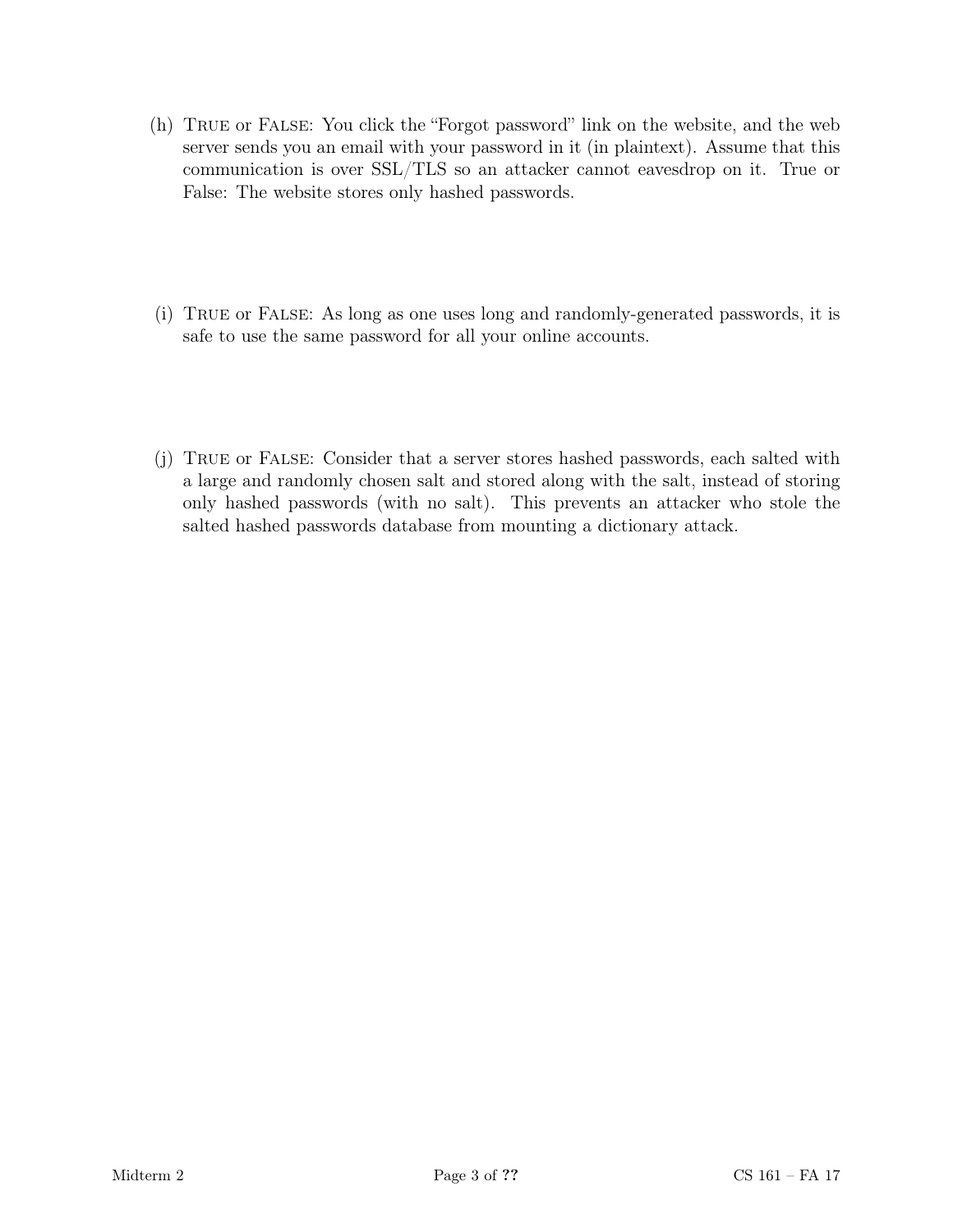(h) True or False: You click the "Forgot password" link on the website, and the web server sends you an email with your password in it (in plaintext). Assume that this communication is over SSL/TLS so an attacker cannot eavesdrop on it. True or False: The website stores only hashed passwords.

(i) True or False: As long as one uses long and randomly-generated passwords, it is safe to use the same password for all your online accounts.

(j) True or False: Consider that a server stores hashed passwords, each salted with a large and randomly chosen salt and stored along with the salt, instead of storing only hashed passwords (with no salt). This prevents an attacker who stole the salted hashed passwords database from mounting a dictionary attack.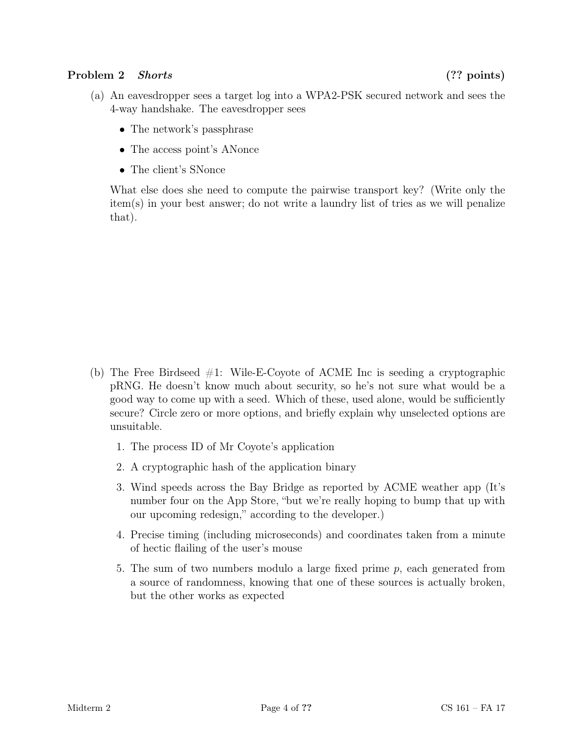**Problem 2** ***Shorts*** **(?? points)**

(a) An eavesdropper sees a target log into a WPA2-PSK secured network and sees the 4-way handshake. The eavesdropper sees

- The network's passphrase
- The access point's ANonce
- The client's SNonce

What else does she need to compute the pairwise transport key? (Write only the item(s) in your best answer; do not write a laundry list of tries as we will penalize that).

(b) The Free Birdseed #1: Wile-E-Coyote of ACME Inc is seeding a cryptographic pRNG. He doesn't know much about security, so he's not sure what would be a good way to come up with a seed. Which of these, used alone, would be sufficiently secure? Circle zero or more options, and briefly explain why unselected options are unsuitable.

1. The process ID of Mr Coyote's application
2. A cryptographic hash of the application binary
3. Wind speeds across the Bay Bridge as reported by ACME weather app (It's number four on the App Store, "but we're really hoping to bump that up with our upcoming redesign," according to the developer.)
4. Precise timing (including microseconds) and coordinates taken from a minute of hectic flailing of the user's mouse
5. The sum of two numbers modulo a large fixed prime $p$, each generated from a source of randomness, knowing that one of these sources is actually broken, but the other works as expected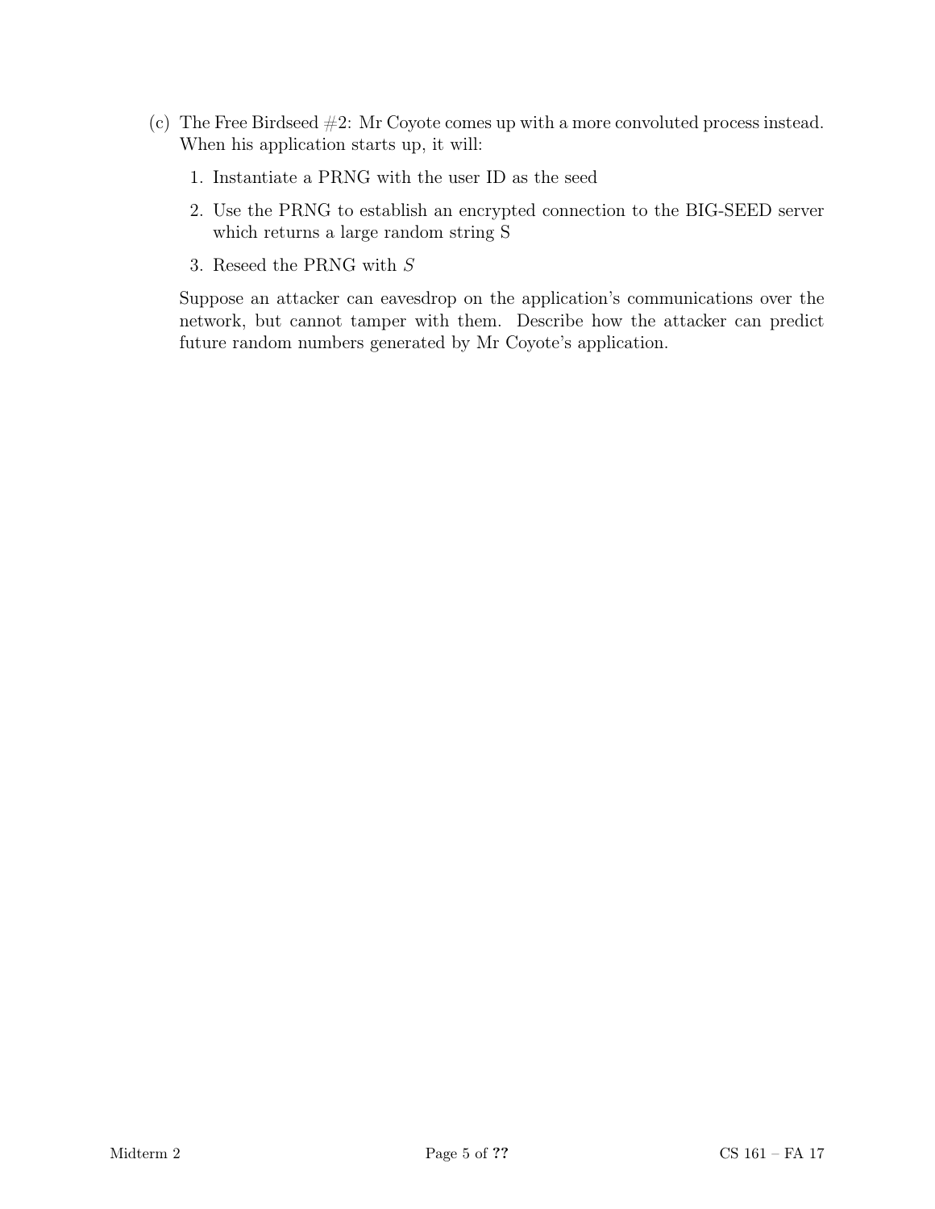(c) The Free Birdseed #2: Mr Coyote comes up with a more convoluted process instead. When his application starts up, it will:

1. Instantiate a PRNG with the user ID as the seed
2. Use the PRNG to establish an encrypted connection to the BIG-SEED server which returns a large random string S
3. Reseed the PRNG with $S$

Suppose an attacker can eavesdrop on the application's communications over the network, but cannot tamper with them. Describe how the attacker can predict future random numbers generated by Mr Coyote's application.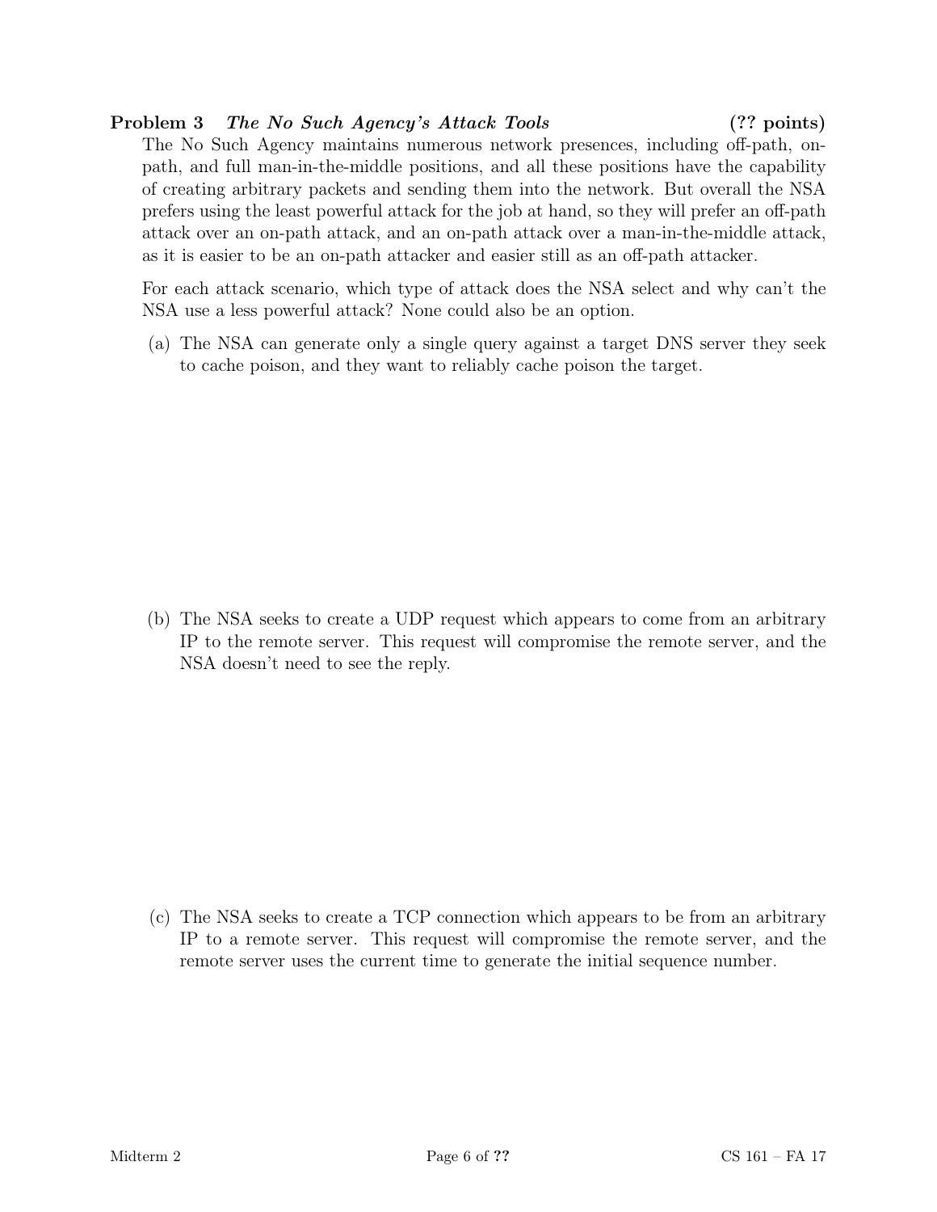**Problem 3** ***The No Such Agency's Attack Tools*** **(?? points)**

The No Such Agency maintains numerous network presences, including off-path, on-path, and full man-in-the-middle positions, and all these positions have the capability of creating arbitrary packets and sending them into the network. But overall the NSA prefers using the least powerful attack for the job at hand, so they will prefer an off-path attack over an on-path attack, and an on-path attack over a man-in-the-middle attack, as it is easier to be an on-path attacker and easier still as an off-path attacker.

For each attack scenario, which type of attack does the NSA select and why can't the NSA use a less powerful attack? None could also be an option.

(a) The NSA can generate only a single query against a target DNS server they seek to cache poison, and they want to reliably cache poison the target.

(b) The NSA seeks to create a UDP request which appears to come from an arbitrary IP to the remote server. This request will compromise the remote server, and the NSA doesn't need to see the reply.

(c) The NSA seeks to create a TCP connection which appears to be from an arbitrary IP to a remote server. This request will compromise the remote server, and the remote server uses the current time to generate the initial sequence number.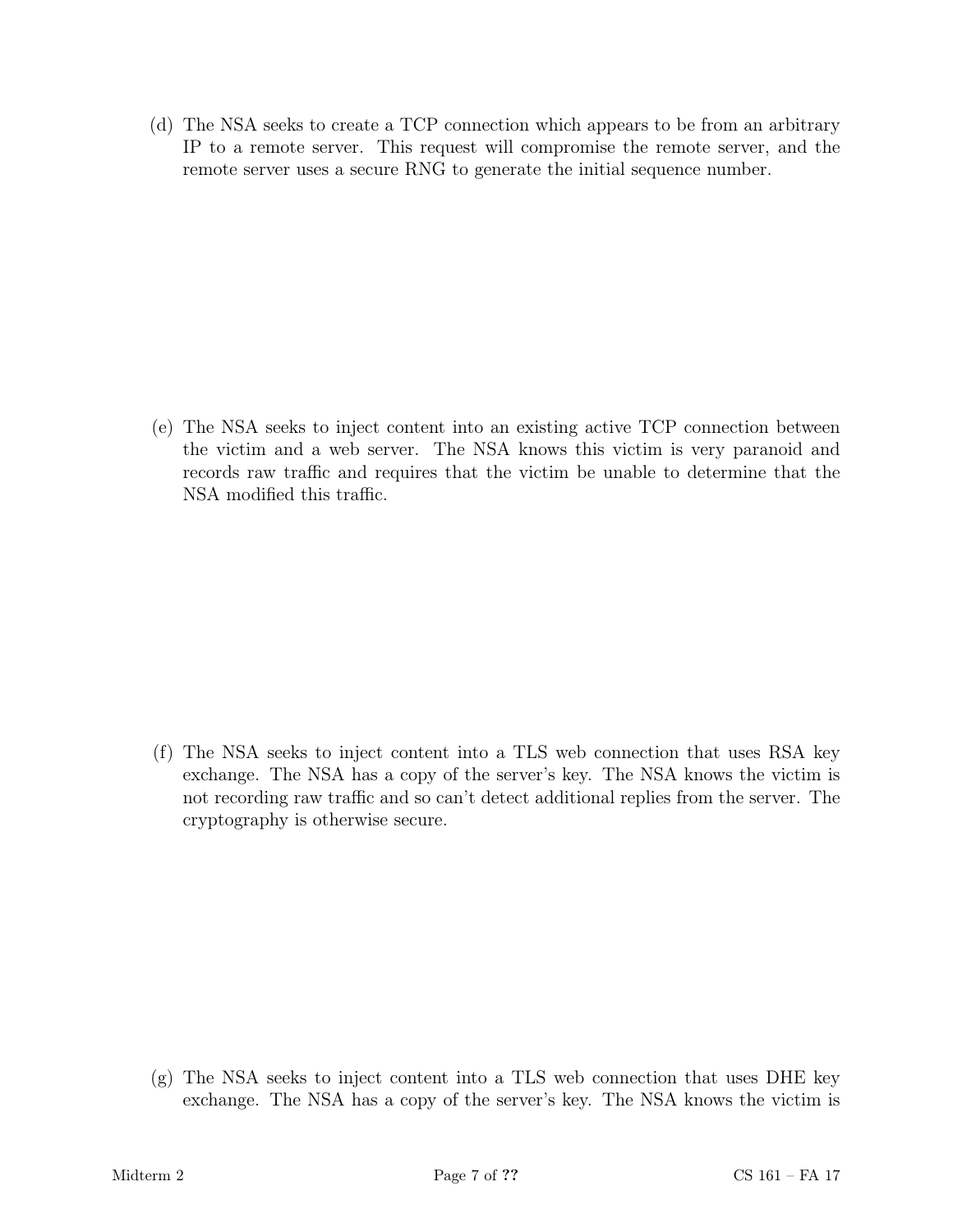(d) The NSA seeks to create a TCP connection which appears to be from an arbitrary IP to a remote server. This request will compromise the remote server, and the remote server uses a secure RNG to generate the initial sequence number.

(e) The NSA seeks to inject content into an existing active TCP connection between the victim and a web server. The NSA knows this victim is very paranoid and records raw traffic and requires that the victim be unable to determine that the NSA modified this traffic.

(f) The NSA seeks to inject content into a TLS web connection that uses RSA key exchange. The NSA has a copy of the server's key. The NSA knows the victim is not recording raw traffic and so can't detect additional replies from the server. The cryptography is otherwise secure.

(g) The NSA seeks to inject content into a TLS web connection that uses DHE key exchange. The NSA has a copy of the server's key. The NSA knows the victim is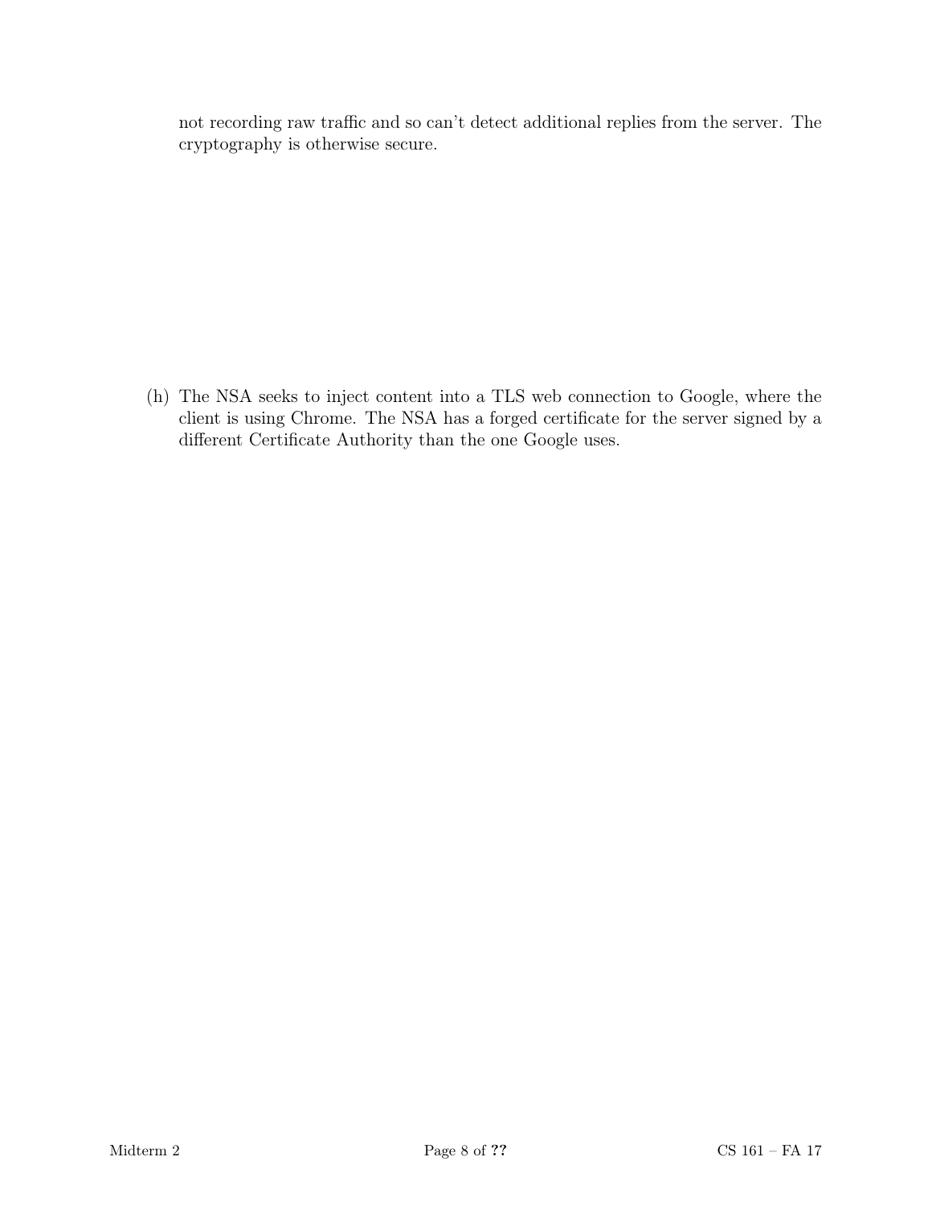not recording raw traffic and so can't detect additional replies from the server. The cryptography is otherwise secure.

(h) The NSA seeks to inject content into a TLS web connection to Google, where the client is using Chrome. The NSA has a forged certificate for the server signed by a different Certificate Authority than the one Google uses.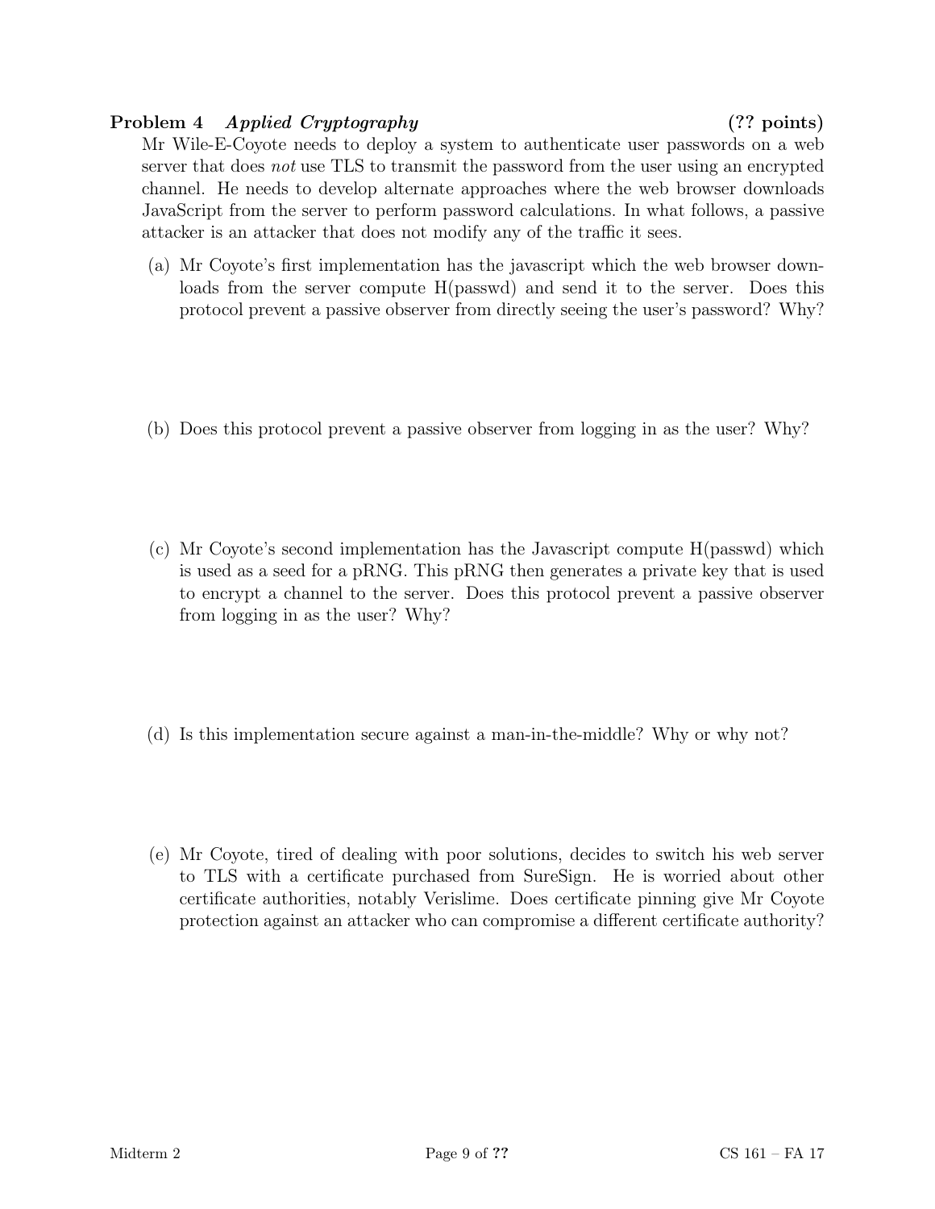**Problem 4** *Applied Cryptography* **(?? points)**

Mr Wile-E-Coyote needs to deploy a system to authenticate user passwords on a web server that does *not* use TLS to transmit the password from the user using an encrypted channel. He needs to develop alternate approaches where the web browser downloads JavaScript from the server to perform password calculations. In what follows, a passive attacker is an attacker that does not modify any of the traffic it sees.

(a) Mr Coyote's first implementation has the javascript which the web browser downloads from the server compute H(passwd) and send it to the server. Does this protocol prevent a passive observer from directly seeing the user's password? Why?

(b) Does this protocol prevent a passive observer from logging in as the user? Why?

(c) Mr Coyote's second implementation has the Javascript compute H(passwd) which is used as a seed for a pRNG. This pRNG then generates a private key that is used to encrypt a channel to the server. Does this protocol prevent a passive observer from logging in as the user? Why?

(d) Is this implementation secure against a man-in-the-middle? Why or why not?

(e) Mr Coyote, tired of dealing with poor solutions, decides to switch his web server to TLS with a certificate purchased from SureSign. He is worried about other certificate authorities, notably Verislime. Does certificate pinning give Mr Coyote protection against an attacker who can compromise a different certificate authority?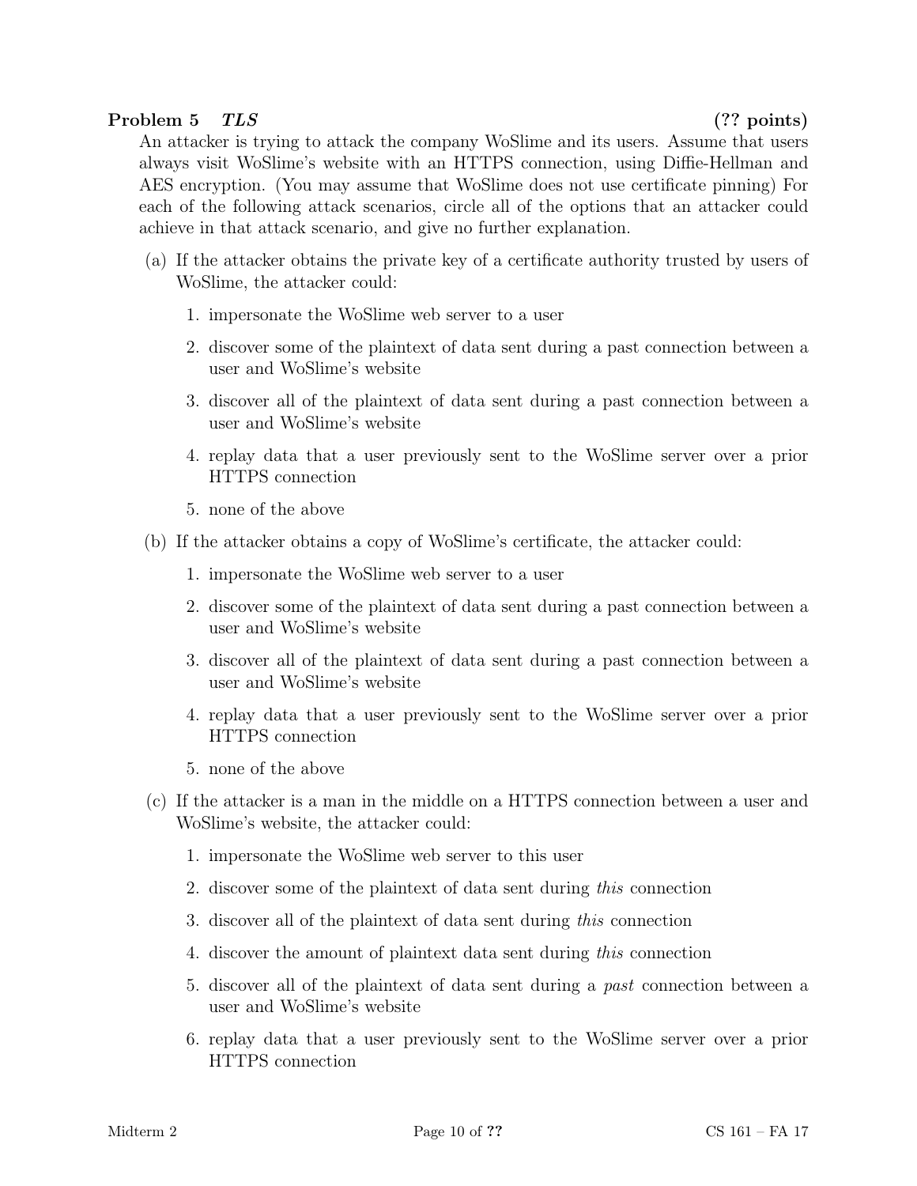**Problem 5** ***TLS*** **(?? points)**

An attacker is trying to attack the company WoSlime and its users. Assume that users always visit WoSlime's website with an HTTPS connection, using Diffie-Hellman and AES encryption. (You may assume that WoSlime does not use certificate pinning) For each of the following attack scenarios, circle all of the options that an attacker could achieve in that attack scenario, and give no further explanation.

(a) If the attacker obtains the private key of a certificate authority trusted by users of WoSlime, the attacker could:

1. impersonate the WoSlime web server to a user
2. discover some of the plaintext of data sent during a past connection between a user and WoSlime's website
3. discover all of the plaintext of data sent during a past connection between a user and WoSlime's website
4. replay data that a user previously sent to the WoSlime server over a prior HTTPS connection
5. none of the above

(b) If the attacker obtains a copy of WoSlime's certificate, the attacker could:

1. impersonate the WoSlime web server to a user
2. discover some of the plaintext of data sent during a past connection between a user and WoSlime's website
3. discover all of the plaintext of data sent during a past connection between a user and WoSlime's website
4. replay data that a user previously sent to the WoSlime server over a prior HTTPS connection
5. none of the above

(c) If the attacker is a man in the middle on a HTTPS connection between a user and WoSlime's website, the attacker could:

1. impersonate the WoSlime web server to this user
2. discover some of the plaintext of data sent during *this* connection
3. discover all of the plaintext of data sent during *this* connection
4. discover the amount of plaintext data sent during *this* connection
5. discover all of the plaintext of data sent during a *past* connection between a user and WoSlime's website
6. replay data that a user previously sent to the WoSlime server over a prior HTTPS connection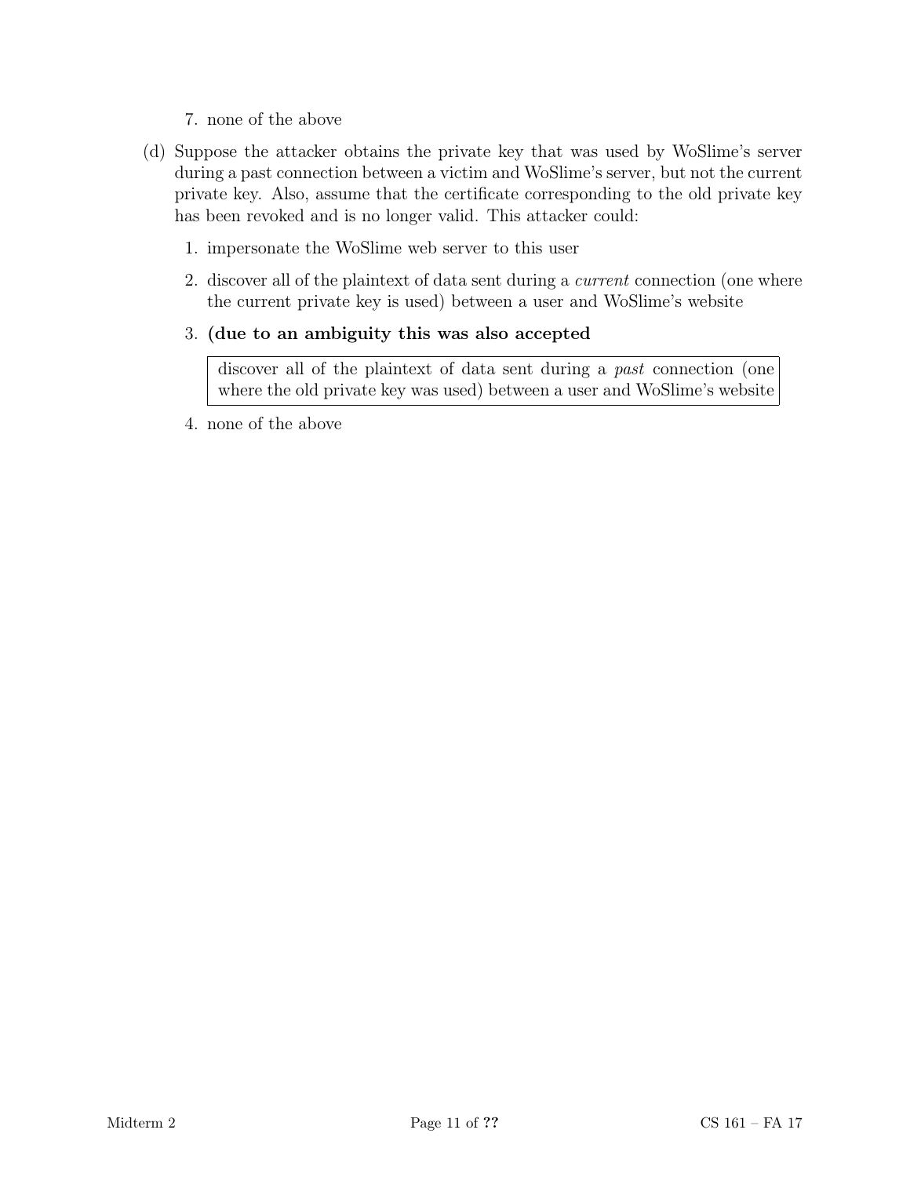7. none of the above

(d) Suppose the attacker obtains the private key that was used by WoSlime's server during a past connection between a victim and WoSlime's server, but not the current private key. Also, assume that the certificate corresponding to the old private key has been revoked and is no longer valid. This attacker could:

1. impersonate the WoSlime web server to this user

2. discover all of the plaintext of data sent during a *current* connection (one where the current private key is used) between a user and WoSlime's website

3. **(due to an ambiguity this was also accepted**

   | discover all of the plaintext of data sent during a *past* connection (one where the old private key was used) between a user and WoSlime's website |
   | --- |

4. none of the above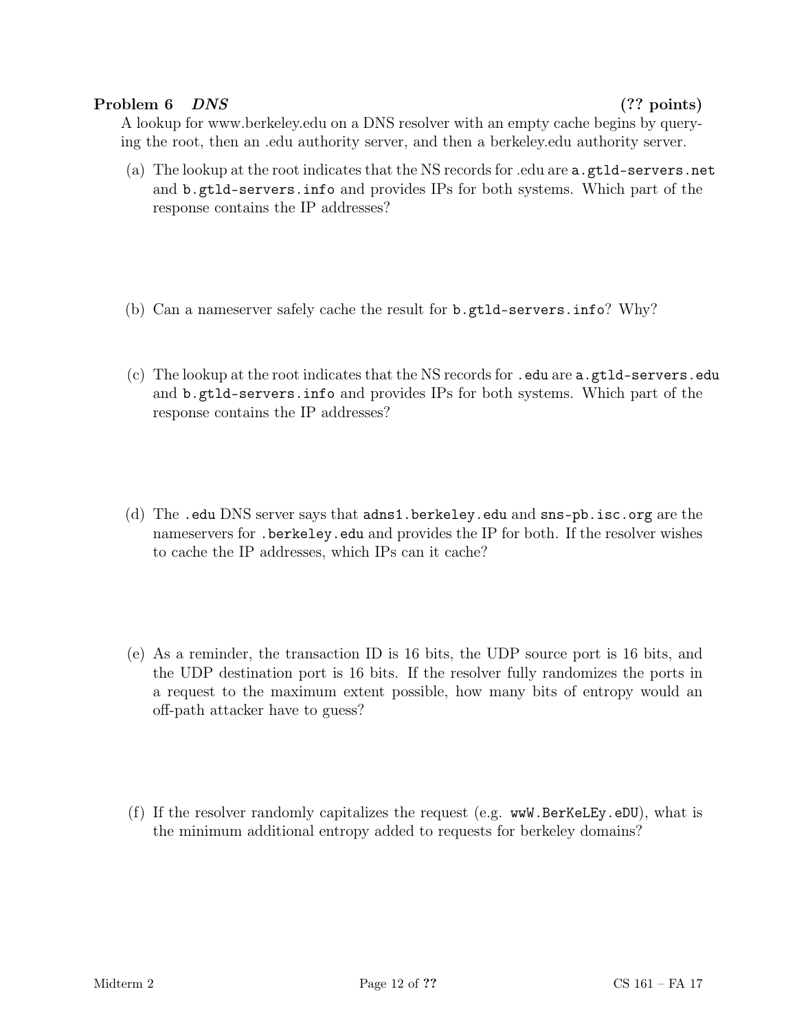**Problem 6** ***DNS*** **(?? points)**

A lookup for www.berkeley.edu on a DNS resolver with an empty cache begins by querying the root, then an .edu authority server, and then a berkeley.edu authority server.

(a) The lookup at the root indicates that the NS records for .edu are `a.gtld-servers.net` and `b.gtld-servers.info` and provides IPs for both systems. Which part of the response contains the IP addresses?

(b) Can a nameserver safely cache the result for `b.gtld-servers.info`? Why?

(c) The lookup at the root indicates that the NS records for `.edu` are `a.gtld-servers.edu` and `b.gtld-servers.info` and provides IPs for both systems. Which part of the response contains the IP addresses?

(d) The `.edu` DNS server says that `adns1.berkeley.edu` and `sns-pb.isc.org` are the nameservers for `.berkeley.edu` and provides the IP for both. If the resolver wishes to cache the IP addresses, which IPs can it cache?

(e) As a reminder, the transaction ID is 16 bits, the UDP source port is 16 bits, and the UDP destination port is 16 bits. If the resolver fully randomizes the ports in a request to the maximum extent possible, how many bits of entropy would an off-path attacker have to guess?

(f) If the resolver randomly capitalizes the request (e.g. `wwW.BerKeLEy.eDU`), what is the minimum additional entropy added to requests for berkeley domains?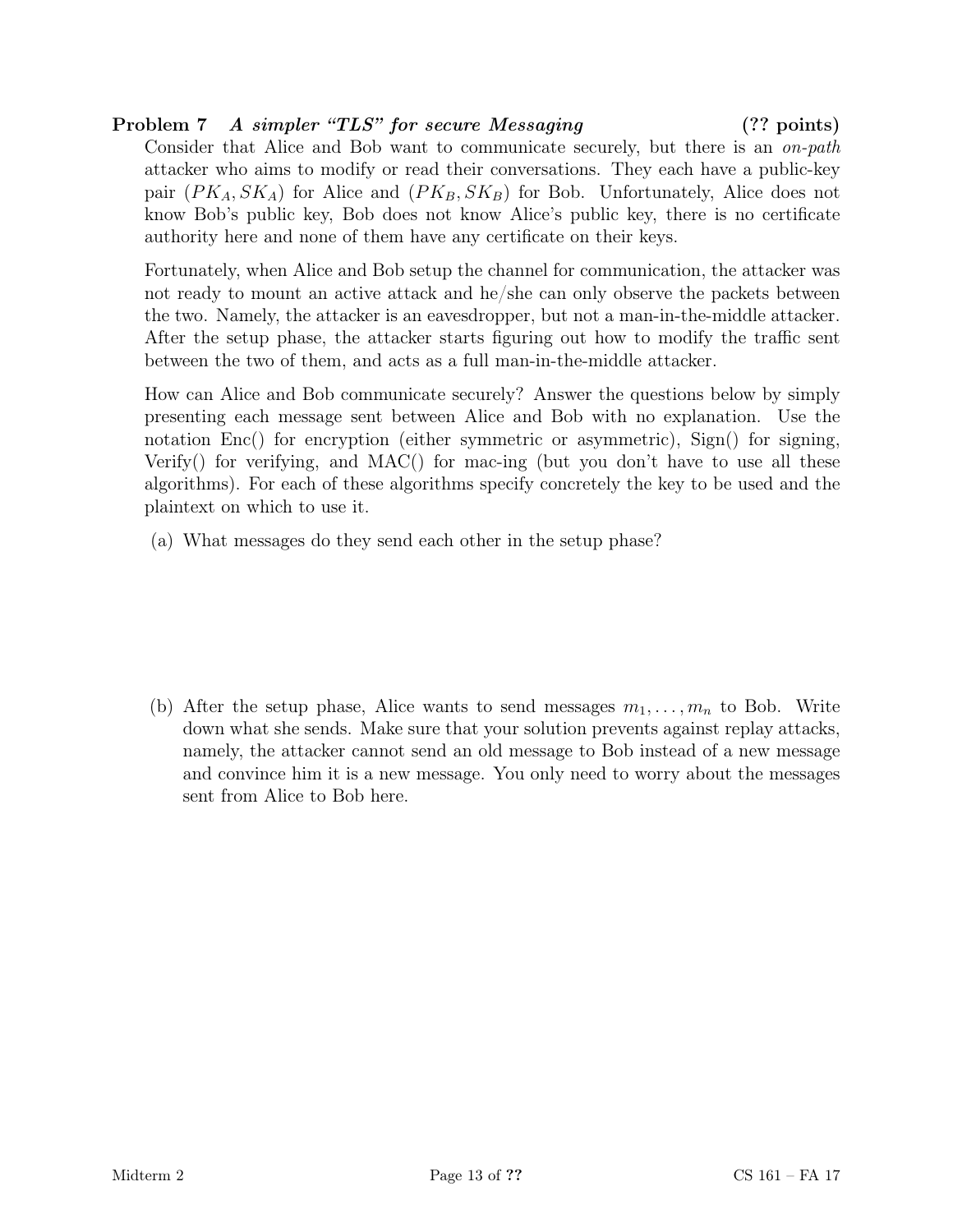**Problem 7** *A simpler "TLS" for secure Messaging* **(?? points)**

Consider that Alice and Bob want to communicate securely, but there is an *on-path* attacker who aims to modify or read their conversations. They each have a public-key pair $(PK_A, SK_A)$ for Alice and $(PK_B, SK_B)$ for Bob. Unfortunately, Alice does not know Bob's public key, Bob does not know Alice's public key, there is no certificate authority here and none of them have any certificate on their keys.

Fortunately, when Alice and Bob setup the channel for communication, the attacker was not ready to mount an active attack and he/she can only observe the packets between the two. Namely, the attacker is an eavesdropper, but not a man-in-the-middle attacker. After the setup phase, the attacker starts figuring out how to modify the traffic sent between the two of them, and acts as a full man-in-the-middle attacker.

How can Alice and Bob communicate securely? Answer the questions below by simply presenting each message sent between Alice and Bob with no explanation. Use the notation Enc() for encryption (either symmetric or asymmetric), Sign() for signing, Verify() for verifying, and MAC() for mac-ing (but you don't have to use all these algorithms). For each of these algorithms specify concretely the key to be used and the plaintext on which to use it.

(a) What messages do they send each other in the setup phase?

(b) After the setup phase, Alice wants to send messages $m_1, \ldots, m_n$ to Bob. Write down what she sends. Make sure that your solution prevents against replay attacks, namely, the attacker cannot send an old message to Bob instead of a new message and convince him it is a new message. You only need to worry about the messages sent from Alice to Bob here.